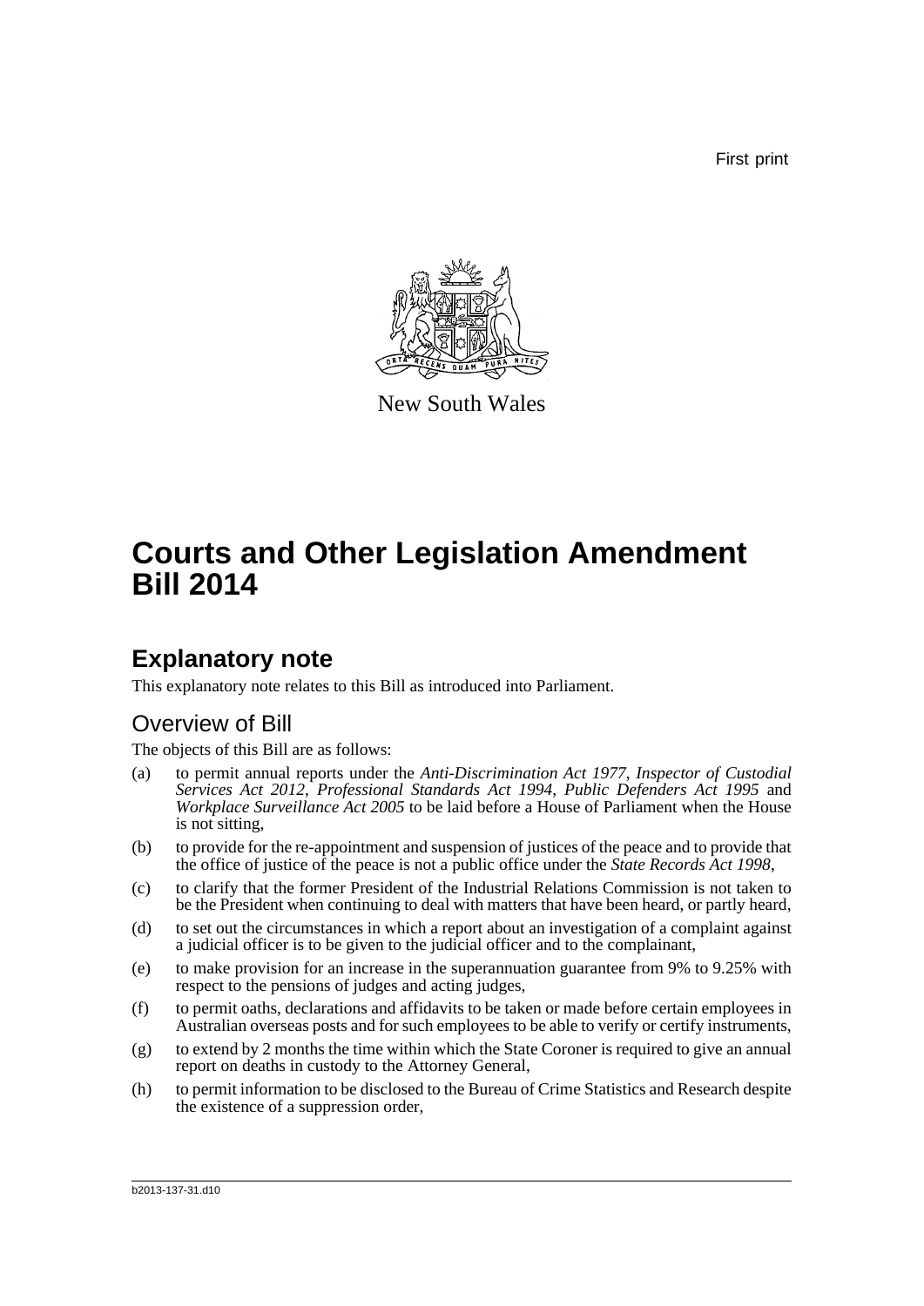First print

New South Wales

# Courts and Other Legislation Amendment Bill 2014

## Explanatory note

This explanatory note relates to this Bill as introduced into Parliament.

### Overview of Bill

The objects of this Bill are as follows:

(a) to permit annual reports under the *Anti-Discrimination Act 1977*, *Inspector of Custodial Services Act 2012*, *Professional Standards Act 1994*, *Public Defenders Act 1995* and *Workplace Surveillance Act 2005* to be laid before a House of Parliament when the House is not sitting,

(b) to provide for the re-appointment and suspension of justices of the peace and to provide that the office of justice of the peace is not a public office under the *State Records Act 1998*,

(c) to clarify that the former President of the Industrial Relations Commission is not taken to be the President when continuing to deal with matters that have been heard, or partly heard,

(d) to set out the circumstances in which a report about an investigation of a complaint against a judicial officer is to be given to the judicial officer and to the complainant,

(e) to make provision for an increase in the superannuation guarantee from 9% to 9.25% with respect to the pensions of judges and acting judges,

(f) to permit oaths, declarations and affidavits to be taken or made before certain employees in Australian overseas posts and for such employees to be able to verify or certify instruments,

(g) to extend by 2 months the time within which the State Coroner is required to give an annual report on deaths in custody to the Attorney General,

(h) to permit information to be disclosed to the Bureau of Crime Statistics and Research despite the existence of a suppression order,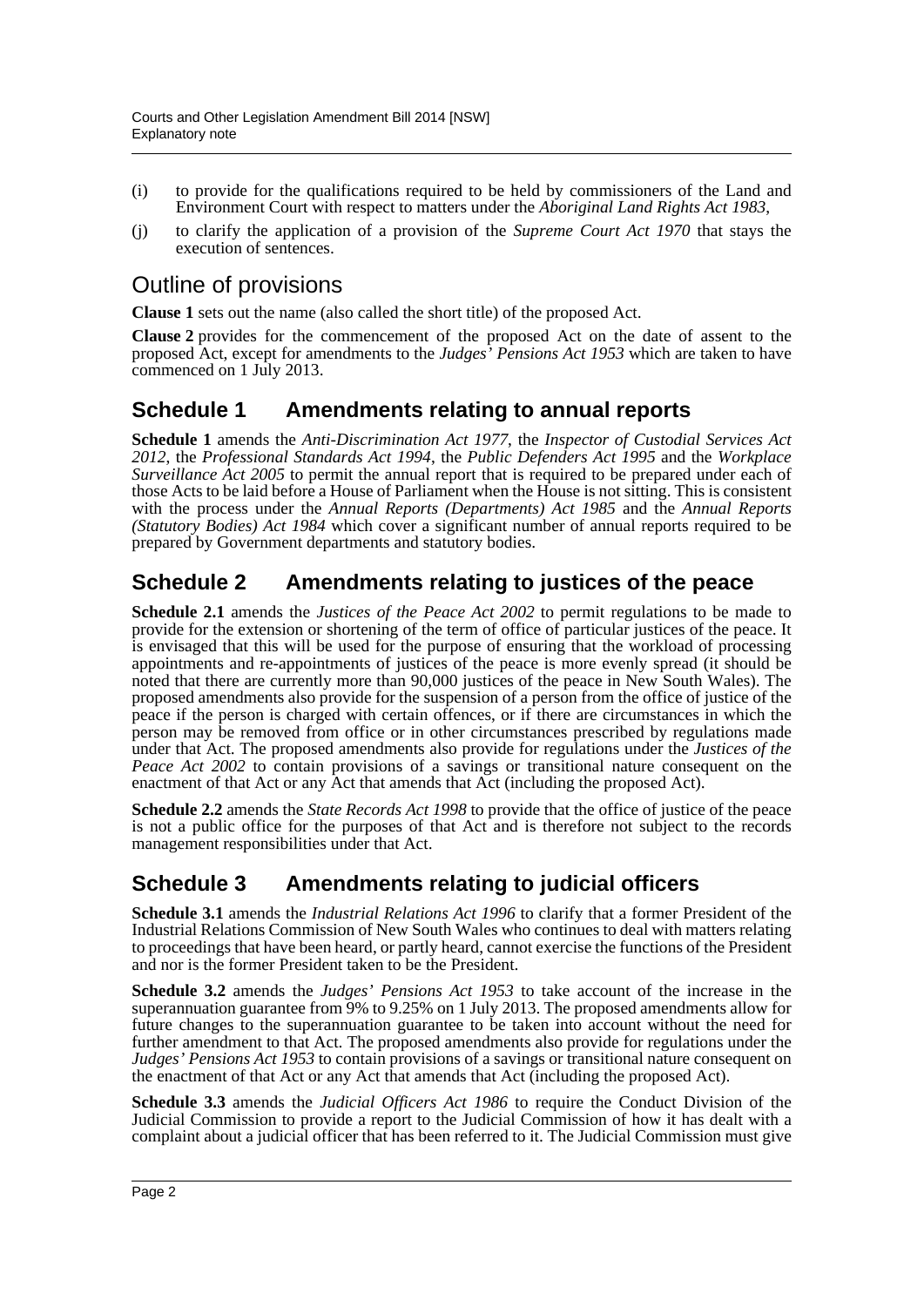(i) to provide for the qualifications required to be held by commissioners of the Land and Environment Court with respect to matters under the *Aboriginal Land Rights Act 1983*,

(j) to clarify the application of a provision of the *Supreme Court Act 1970* that stays the execution of sentences.

## Outline of provisions

**Clause 1** sets out the name (also called the short title) of the proposed Act.

**Clause 2** provides for the commencement of the proposed Act on the date of assent to the proposed Act, except for amendments to the *Judges' Pensions Act 1953* which are taken to have commenced on 1 July 2013.

### Schedule 1 Amendments relating to annual reports

**Schedule 1** amends the *Anti-Discrimination Act 1977*, the *Inspector of Custodial Services Act 2012*, the *Professional Standards Act 1994*, the *Public Defenders Act 1995* and the *Workplace Surveillance Act 2005* to permit the annual report that is required to be prepared under each of those Acts to be laid before a House of Parliament when the House is not sitting. This is consistent with the process under the *Annual Reports (Departments) Act 1985* and the *Annual Reports (Statutory Bodies) Act 1984* which cover a significant number of annual reports required to be prepared by Government departments and statutory bodies.

### Schedule 2 Amendments relating to justices of the peace

**Schedule 2.1** amends the *Justices of the Peace Act 2002* to permit regulations to be made to provide for the extension or shortening of the term of office of particular justices of the peace. It is envisaged that this will be used for the purpose of ensuring that the workload of processing appointments and re-appointments of justices of the peace is more evenly spread (it should be noted that there are currently more than 90,000 justices of the peace in New South Wales). The proposed amendments also provide for the suspension of a person from the office of justice of the peace if the person is charged with certain offences, or if there are circumstances in which the person may be removed from office or in other circumstances prescribed by regulations made under that Act. The proposed amendments also provide for regulations under the *Justices of the Peace Act 2002* to contain provisions of a savings or transitional nature consequent on the enactment of that Act or any Act that amends that Act (including the proposed Act).

**Schedule 2.2** amends the *State Records Act 1998* to provide that the office of justice of the peace is not a public office for the purposes of that Act and is therefore not subject to the records management responsibilities under that Act.

### Schedule 3 Amendments relating to judicial officers

**Schedule 3.1** amends the *Industrial Relations Act 1996* to clarify that a former President of the Industrial Relations Commission of New South Wales who continues to deal with matters relating to proceedings that have been heard, or partly heard, cannot exercise the functions of the President and nor is the former President taken to be the President.

**Schedule 3.2** amends the *Judges' Pensions Act 1953* to take account of the increase in the superannuation guarantee from 9% to 9.25% on 1 July 2013. The proposed amendments allow for future changes to the superannuation guarantee to be taken into account without the need for further amendment to that Act. The proposed amendments also provide for regulations under the *Judges' Pensions Act 1953* to contain provisions of a savings or transitional nature consequent on the enactment of that Act or any Act that amends that Act (including the proposed Act).

**Schedule 3.3** amends the *Judicial Officers Act 1986* to require the Conduct Division of the Judicial Commission to provide a report to the Judicial Commission of how it has dealt with a complaint about a judicial officer that has been referred to it. The Judicial Commission must give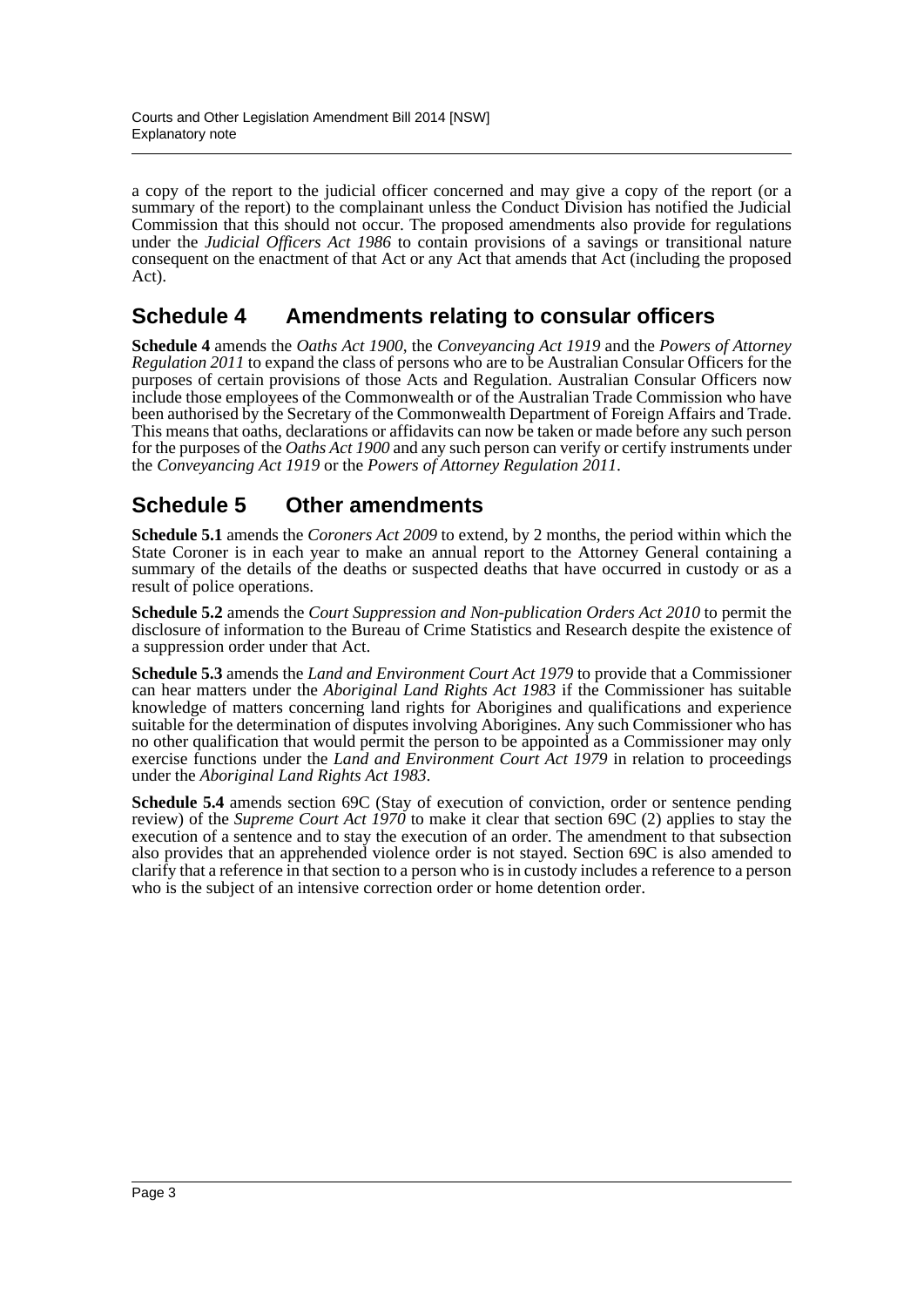a copy of the report to the judicial officer concerned and may give a copy of the report (or a summary of the report) to the complainant unless the Conduct Division has notified the Judicial Commission that this should not occur. The proposed amendments also provide for regulations under the *Judicial Officers Act 1986* to contain provisions of a savings or transitional nature consequent on the enactment of that Act or any Act that amends that Act (including the proposed Act).

## Schedule 4 Amendments relating to consular officers

**Schedule 4** amends the *Oaths Act 1900*, the *Conveyancing Act 1919* and the *Powers of Attorney Regulation 2011* to expand the class of persons who are to be Australian Consular Officers for the purposes of certain provisions of those Acts and Regulation. Australian Consular Officers now include those employees of the Commonwealth or of the Australian Trade Commission who have been authorised by the Secretary of the Commonwealth Department of Foreign Affairs and Trade. This means that oaths, declarations or affidavits can now be taken or made before any such person for the purposes of the *Oaths Act 1900* and any such person can verify or certify instruments under the *Conveyancing Act 1919* or the *Powers of Attorney Regulation 2011*.

## Schedule 5 Other amendments

**Schedule 5.1** amends the *Coroners Act 2009* to extend, by 2 months, the period within which the State Coroner is in each year to make an annual report to the Attorney General containing a summary of the details of the deaths or suspected deaths that have occurred in custody or as a result of police operations.

**Schedule 5.2** amends the *Court Suppression and Non-publication Orders Act 2010* to permit the disclosure of information to the Bureau of Crime Statistics and Research despite the existence of a suppression order under that Act.

**Schedule 5.3** amends the *Land and Environment Court Act 1979* to provide that a Commissioner can hear matters under the *Aboriginal Land Rights Act 1983* if the Commissioner has suitable knowledge of matters concerning land rights for Aborigines and qualifications and experience suitable for the determination of disputes involving Aborigines. Any such Commissioner who has no other qualification that would permit the person to be appointed as a Commissioner may only exercise functions under the *Land and Environment Court Act 1979* in relation to proceedings under the *Aboriginal Land Rights Act 1983*.

**Schedule 5.4** amends section 69C (Stay of execution of conviction, order or sentence pending review) of the *Supreme Court Act 1970* to make it clear that section 69C (2) applies to stay the execution of a sentence and to stay the execution of an order. The amendment to that subsection also provides that an apprehended violence order is not stayed. Section 69C is also amended to clarify that a reference in that section to a person who is in custody includes a reference to a person who is the subject of an intensive correction order or home detention order.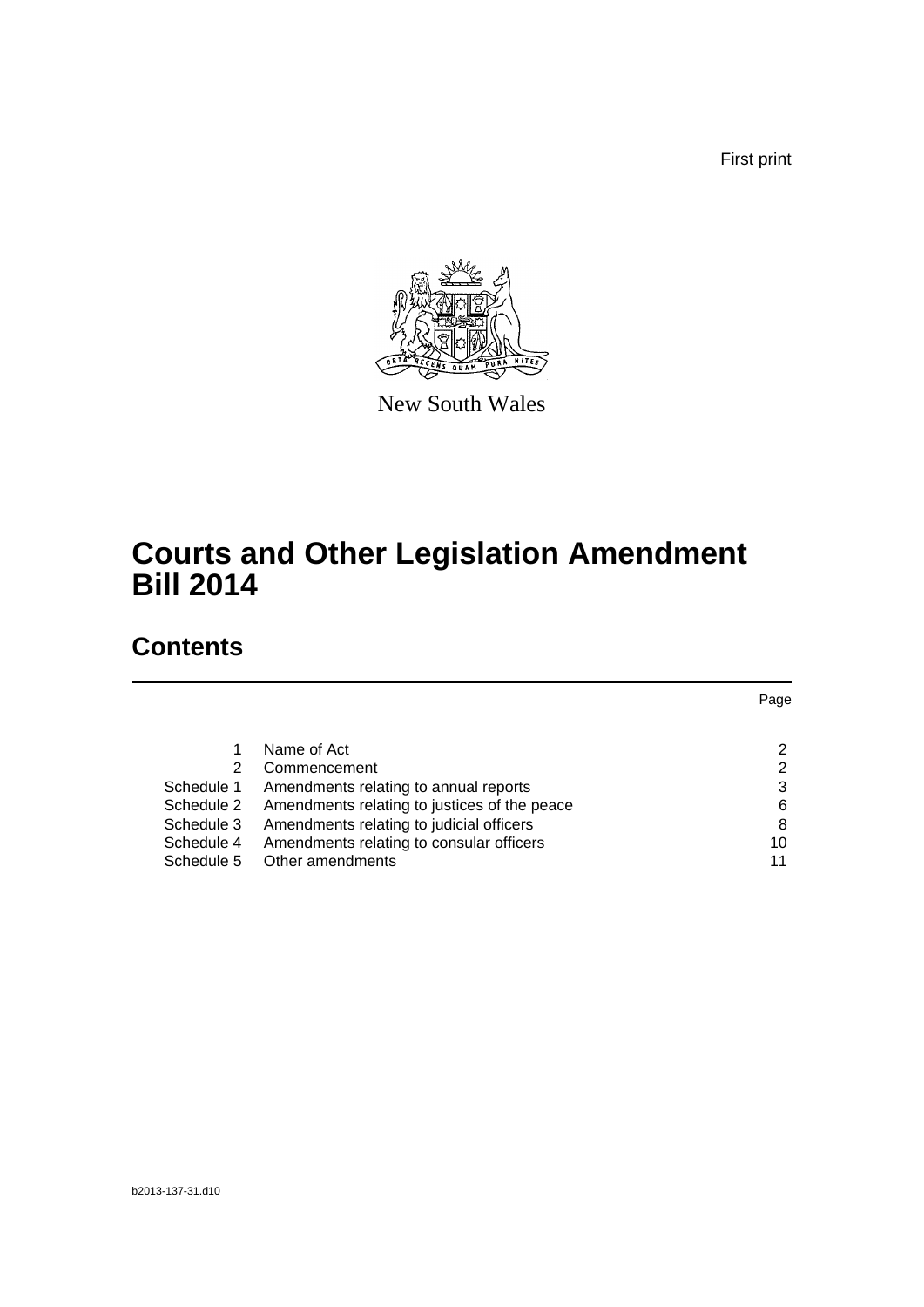First print

New South Wales

# Courts and Other Legislation Amendment Bill 2014

## Contents

| | | Page |
|---|---|---|
| 1 | Name of Act | 2 |
| 2 | Commencement | 2 |
| Schedule 1 | Amendments relating to annual reports | 3 |
| Schedule 2 | Amendments relating to justices of the peace | 6 |
| Schedule 3 | Amendments relating to judicial officers | 8 |
| Schedule 4 | Amendments relating to consular officers | 10 |
| Schedule 5 | Other amendments | 11 |

b2013-137-31.d10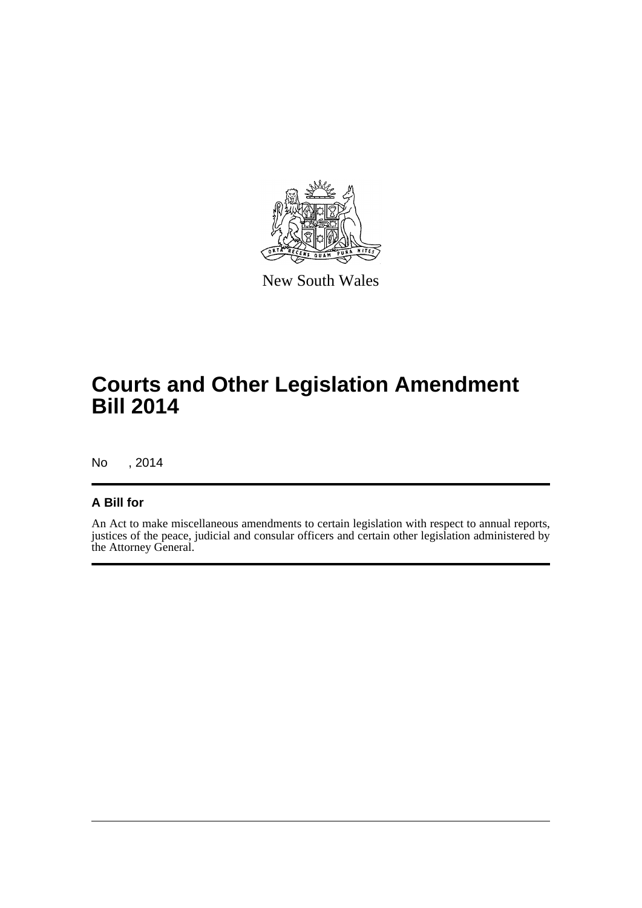New South Wales

# Courts and Other Legislation Amendment Bill 2014

No , 2014

## A Bill for

An Act to make miscellaneous amendments to certain legislation with respect to annual reports, justices of the peace, judicial and consular officers and certain other legislation administered by the Attorney General.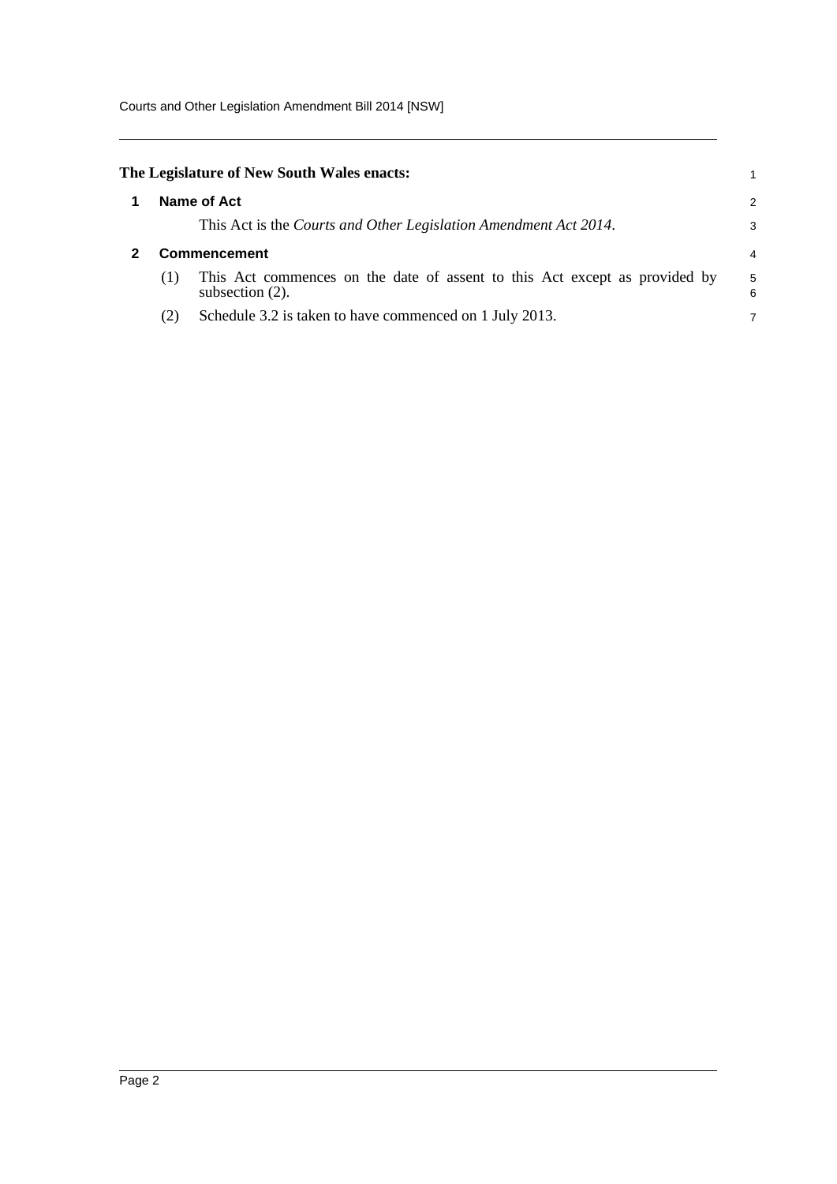**The Legislature of New South Wales enacts:**

## 1 Name of Act

This Act is the *Courts and Other Legislation Amendment Act 2014*.

## 2 Commencement

(1) This Act commences on the date of assent to this Act except as provided by subsection (2).

(2) Schedule 3.2 is taken to have commenced on 1 July 2013.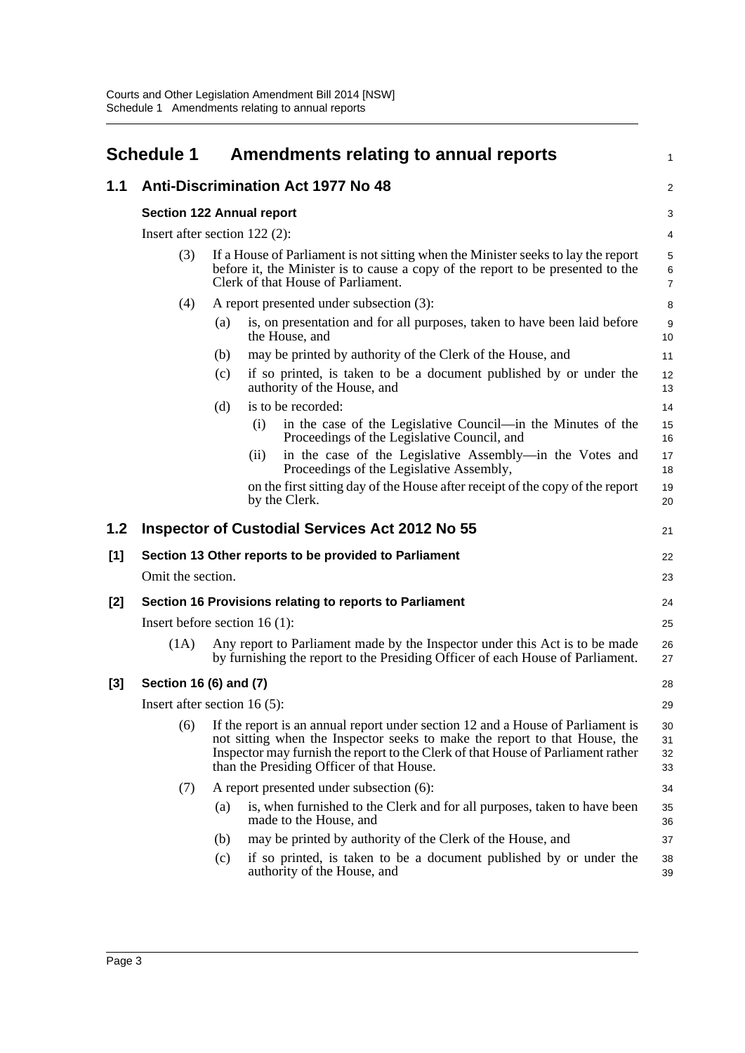# Schedule 1 Amendments relating to annual reports

## 1.1 Anti-Discrimination Act 1977 No 48

### Section 122 Annual report

Insert after section 122 (2):

(3) If a House of Parliament is not sitting when the Minister seeks to lay the report before it, the Minister is to cause a copy of the report to be presented to the Clerk of that House of Parliament.

(4) A report presented under subsection (3):

- (a) is, on presentation and for all purposes, taken to have been laid before the House, and
- (b) may be printed by authority of the Clerk of the House, and
- (c) if so printed, is taken to be a document published by or under the authority of the House, and
- (d) is to be recorded:
  - (i) in the case of the Legislative Council—in the Minutes of the Proceedings of the Legislative Council, and
  - (ii) in the case of the Legislative Assembly—in the Votes and Proceedings of the Legislative Assembly,

  on the first sitting day of the House after receipt of the copy of the report by the Clerk.

## 1.2 Inspector of Custodial Services Act 2012 No 55

### [1] Section 13 Other reports to be provided to Parliament

Omit the section.

### [2] Section 16 Provisions relating to reports to Parliament

Insert before section 16 (1):

(1A) Any report to Parliament made by the Inspector under this Act is to be made by furnishing the report to the Presiding Officer of each House of Parliament.

### [3] Section 16 (6) and (7)

Insert after section 16 (5):

(6) If the report is an annual report under section 12 and a House of Parliament is not sitting when the Inspector seeks to make the report to that House, the Inspector may furnish the report to the Clerk of that House of Parliament rather than the Presiding Officer of that House.

(7) A report presented under subsection (6):

- (a) is, when furnished to the Clerk and for all purposes, taken to have been made to the House, and
- (b) may be printed by authority of the Clerk of the House, and
- (c) if so printed, is taken to be a document published by or under the authority of the House, and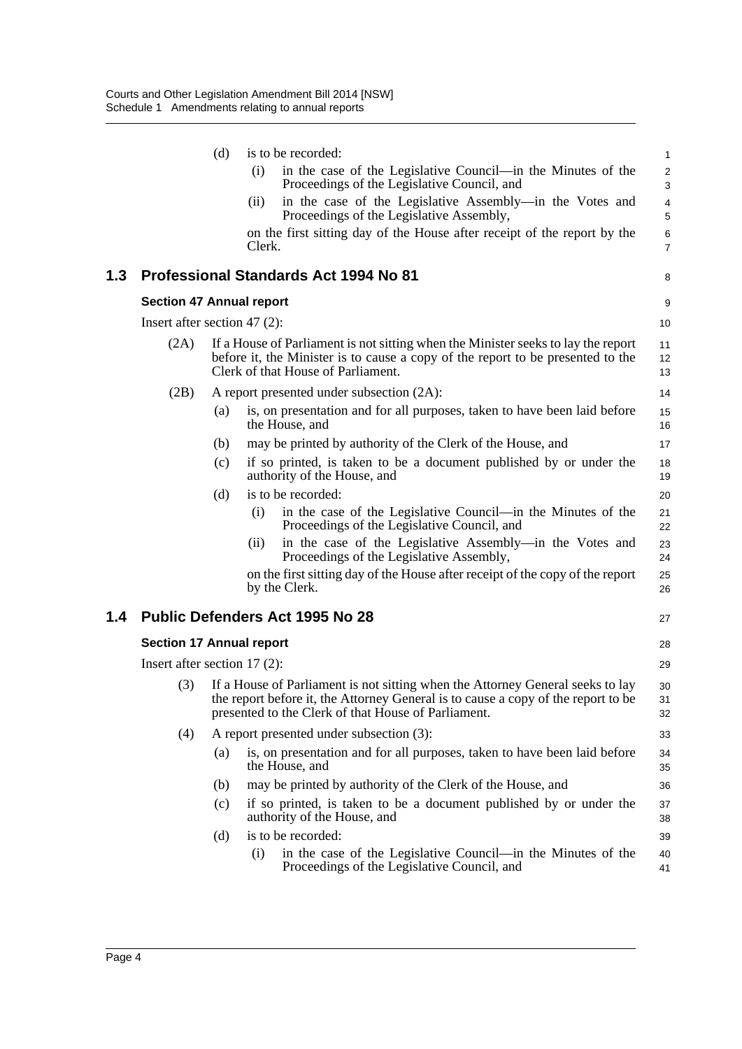(d) is to be recorded:

(i) in the case of the Legislative Council—in the Minutes of the Proceedings of the Legislative Council, and

(ii) in the case of the Legislative Assembly—in the Votes and Proceedings of the Legislative Assembly,

on the first sitting day of the House after receipt of the report by the Clerk.

## 1.3 Professional Standards Act 1994 No 81

### Section 47 Annual report

Insert after section 47 (2):

(2A) If a House of Parliament is not sitting when the Minister seeks to lay the report before it, the Minister is to cause a copy of the report to be presented to the Clerk of that House of Parliament.

(2B) A report presented under subsection (2A):

(a) is, on presentation and for all purposes, taken to have been laid before the House, and

(b) may be printed by authority of the Clerk of the House, and

(c) if so printed, is taken to be a document published by or under the authority of the House, and

(d) is to be recorded:

(i) in the case of the Legislative Council—in the Minutes of the Proceedings of the Legislative Council, and

(ii) in the case of the Legislative Assembly—in the Votes and Proceedings of the Legislative Assembly,

on the first sitting day of the House after receipt of the copy of the report by the Clerk.

## 1.4 Public Defenders Act 1995 No 28

### Section 17 Annual report

Insert after section 17 (2):

(3) If a House of Parliament is not sitting when the Attorney General seeks to lay the report before it, the Attorney General is to cause a copy of the report to be presented to the Clerk of that House of Parliament.

(4) A report presented under subsection (3):

(a) is, on presentation and for all purposes, taken to have been laid before the House, and

(b) may be printed by authority of the Clerk of the House, and

(c) if so printed, is taken to be a document published by or under the authority of the House, and

(d) is to be recorded:

(i) in the case of the Legislative Council—in the Minutes of the Proceedings of the Legislative Council, and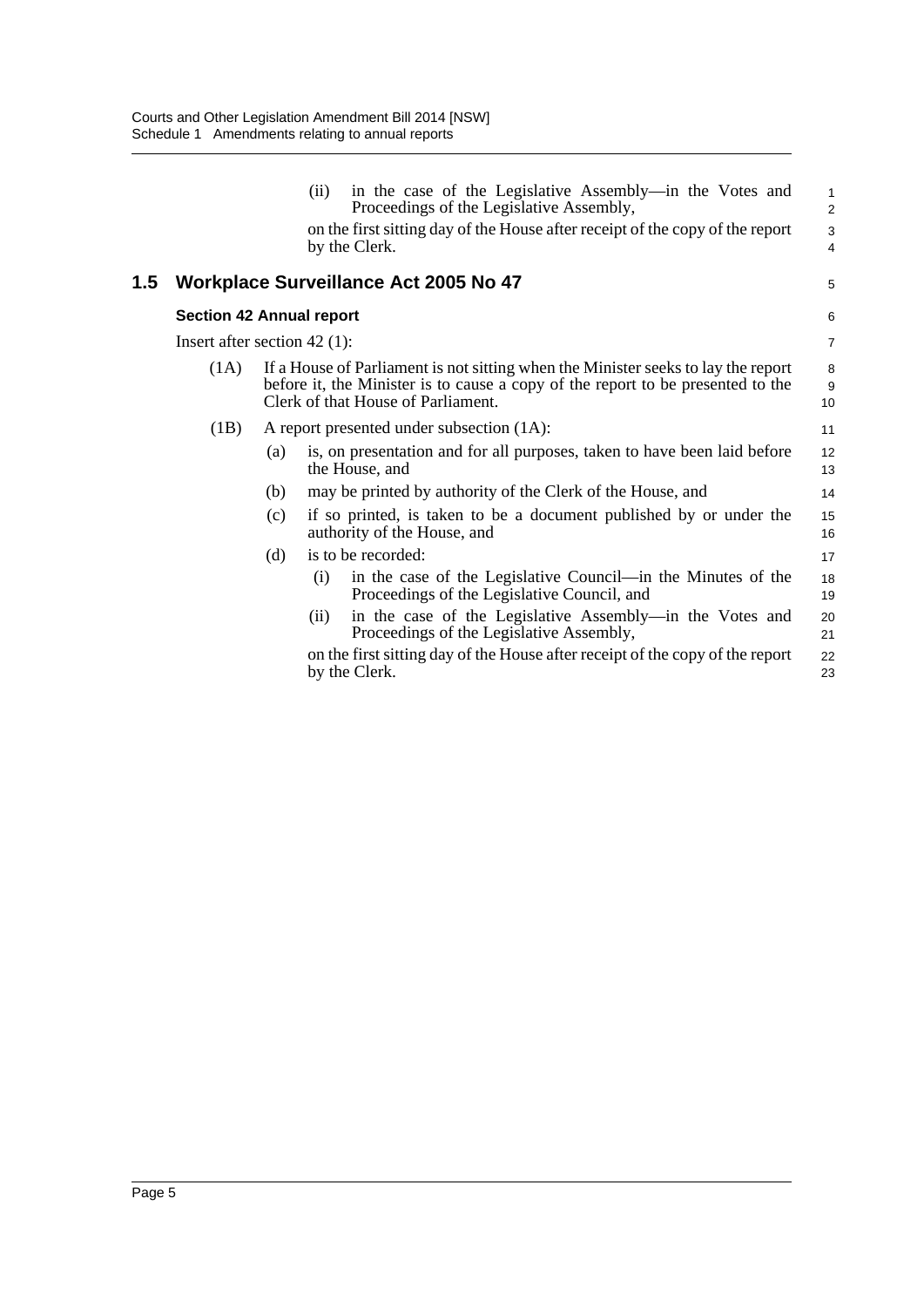(ii) in the case of the Legislative Assembly—in the Votes and Proceedings of the Legislative Assembly,

on the first sitting day of the House after receipt of the copy of the report by the Clerk.

## 1.5 Workplace Surveillance Act 2005 No 47

### Section 42 Annual report

Insert after section 42 (1):

(1A) If a House of Parliament is not sitting when the Minister seeks to lay the report before it, the Minister is to cause a copy of the report to be presented to the Clerk of that House of Parliament.

(1B) A report presented under subsection (1A):

(a) is, on presentation and for all purposes, taken to have been laid before the House, and

(b) may be printed by authority of the Clerk of the House, and

(c) if so printed, is taken to be a document published by or under the authority of the House, and

(d) is to be recorded:

(i) in the case of the Legislative Council—in the Minutes of the Proceedings of the Legislative Council, and

(ii) in the case of the Legislative Assembly—in the Votes and Proceedings of the Legislative Assembly,

on the first sitting day of the House after receipt of the copy of the report by the Clerk.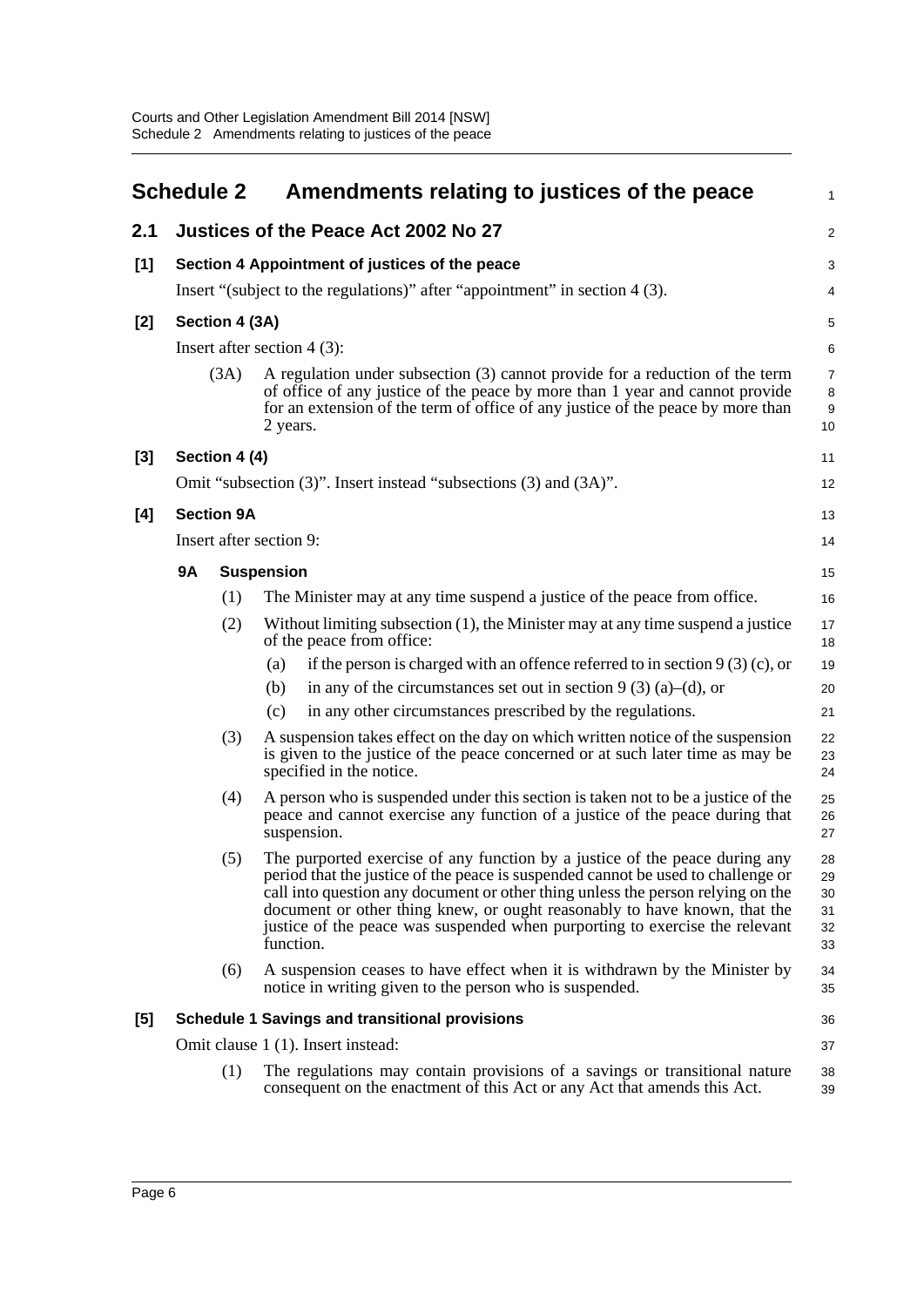# Schedule 2 Amendments relating to justices of the peace

## 2.1 Justices of the Peace Act 2002 No 27

### [1] Section 4 Appointment of justices of the peace

Insert "(subject to the regulations)" after "appointment" in section 4 (3).

### [2] Section 4 (3A)

Insert after section 4 (3):

(3A) A regulation under subsection (3) cannot provide for a reduction of the term of office of any justice of the peace by more than 1 year and cannot provide for an extension of the term of office of any justice of the peace by more than 2 years.

### [3] Section 4 (4)

Omit "subsection (3)". Insert instead "subsections (3) and (3A)".

### [4] Section 9A

Insert after section 9:

**9A Suspension**

(1) The Minister may at any time suspend a justice of the peace from office.

(2) Without limiting subsection (1), the Minister may at any time suspend a justice of the peace from office:

- (a) if the person is charged with an offence referred to in section 9 (3) (c), or
- (b) in any of the circumstances set out in section 9 (3) (a)–(d), or
- (c) in any other circumstances prescribed by the regulations.

(3) A suspension takes effect on the day on which written notice of the suspension is given to the justice of the peace concerned or at such later time as may be specified in the notice.

(4) A person who is suspended under this section is taken not to be a justice of the peace and cannot exercise any function of a justice of the peace during that suspension.

(5) The purported exercise of any function by a justice of the peace during any period that the justice of the peace is suspended cannot be used to challenge or call into question any document or other thing unless the person relying on the document or other thing knew, or ought reasonably to have known, that the justice of the peace was suspended when purporting to exercise the relevant function.

(6) A suspension ceases to have effect when it is withdrawn by the Minister by notice in writing given to the person who is suspended.

### [5] Schedule 1 Savings and transitional provisions

Omit clause 1 (1). Insert instead:

(1) The regulations may contain provisions of a savings or transitional nature consequent on the enactment of this Act or any Act that amends this Act.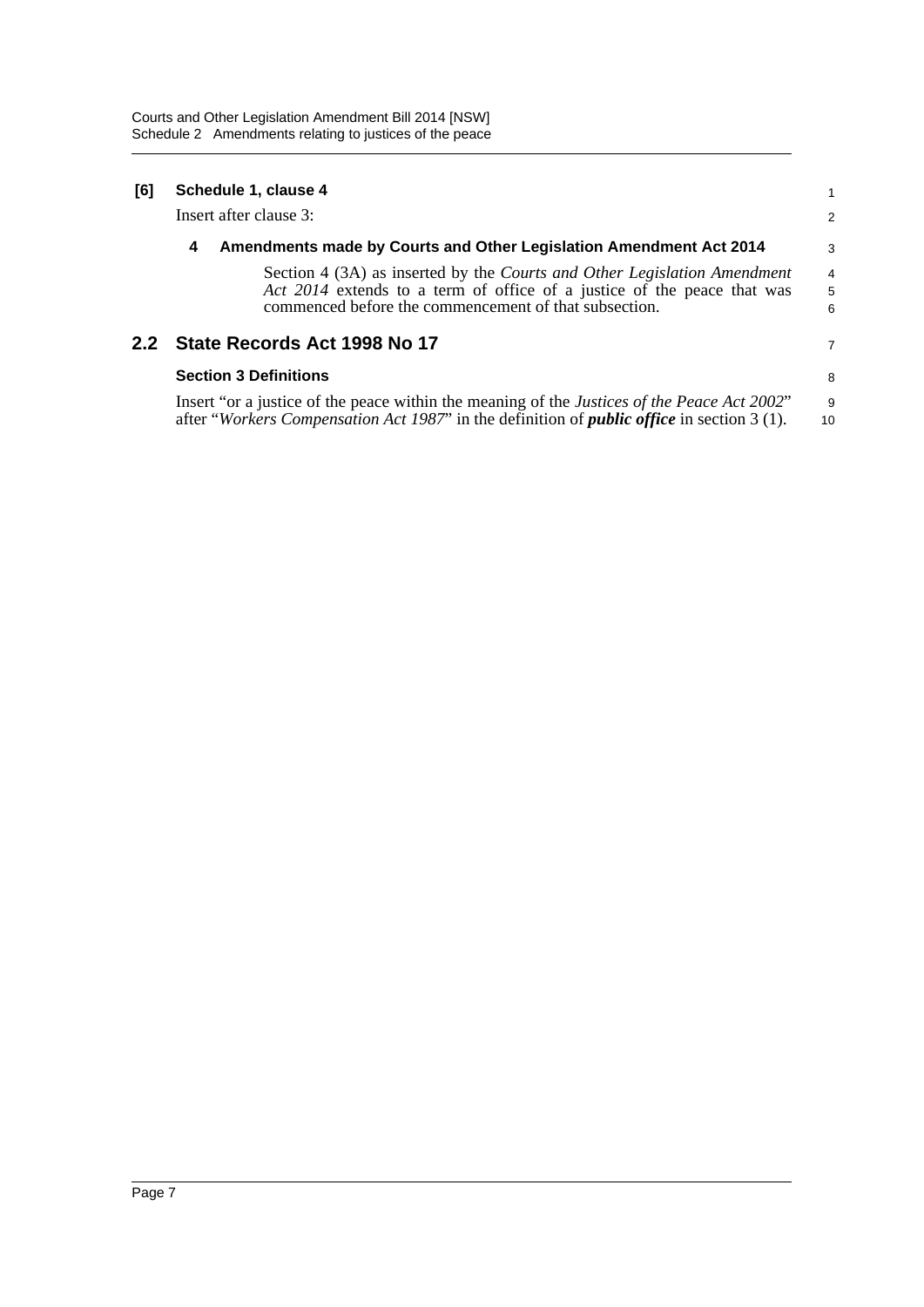**[6] Schedule 1, clause 4**

Insert after clause 3:

**4 Amendments made by Courts and Other Legislation Amendment Act 2014**

Section 4 (3A) as inserted by the *Courts and Other Legislation Amendment Act 2014* extends to a term of office of a justice of the peace that was commenced before the commencement of that subsection.

## 2.2 State Records Act 1998 No 17

**Section 3 Definitions**

Insert "or a justice of the peace within the meaning of the *Justices of the Peace Act 2002*" after "*Workers Compensation Act 1987*" in the definition of ***public office*** in section 3 (1).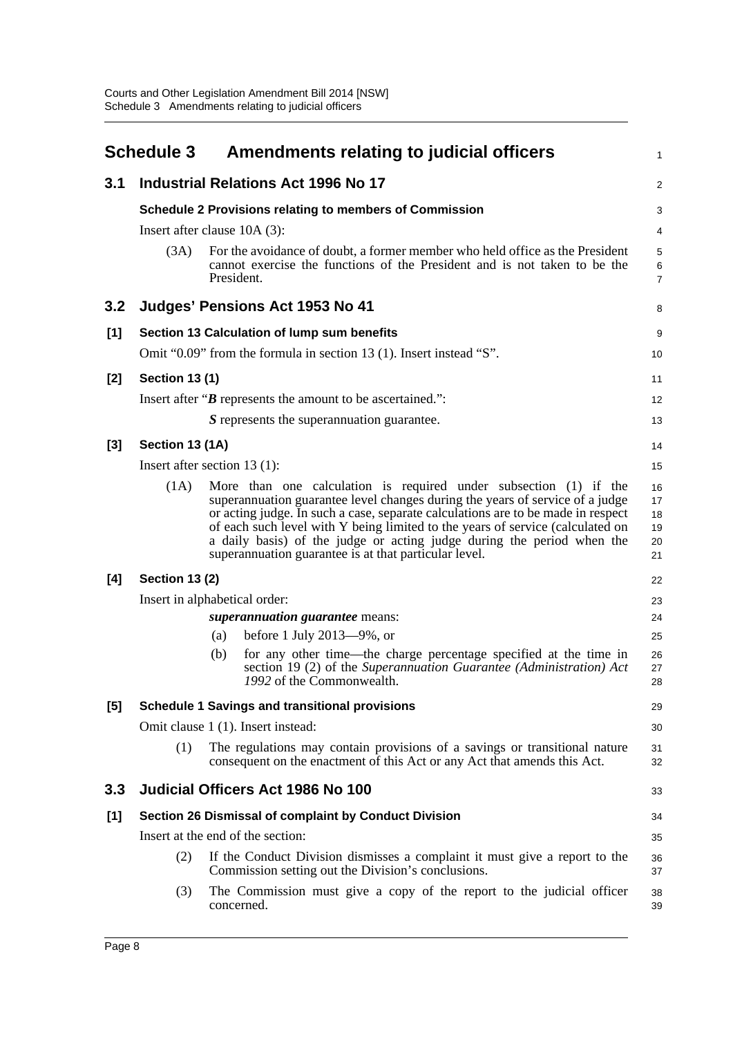# Schedule 3 Amendments relating to judicial officers

## 3.1 Industrial Relations Act 1996 No 17

### Schedule 2 Provisions relating to members of Commission

Insert after clause 10A (3):

(3A) For the avoidance of doubt, a former member who held office as the President cannot exercise the functions of the President and is not taken to be the President.

## 3.2 Judges' Pensions Act 1953 No 41

### [1] Section 13 Calculation of lump sum benefits

Omit "0.09" from the formula in section 13 (1). Insert instead "S".

### [2] Section 13 (1)

Insert after "***B*** represents the amount to be ascertained.":

***S*** represents the superannuation guarantee.

### [3] Section 13 (1A)

Insert after section 13 (1):

(1A) More than one calculation is required under subsection (1) if the superannuation guarantee level changes during the years of service of a judge or acting judge. In such a case, separate calculations are to be made in respect of each such level with Y being limited to the years of service (calculated on a daily basis) of the judge or acting judge during the period when the superannuation guarantee is at that particular level.

### [4] Section 13 (2)

Insert in alphabetical order:

***superannuation guarantee*** means:

(a) before 1 July 2013—9%, or

(b) for any other time—the charge percentage specified at the time in section 19 (2) of the *Superannuation Guarantee (Administration) Act 1992* of the Commonwealth.

### [5] Schedule 1 Savings and transitional provisions

Omit clause 1 (1). Insert instead:

(1) The regulations may contain provisions of a savings or transitional nature consequent on the enactment of this Act or any Act that amends this Act.

## 3.3 Judicial Officers Act 1986 No 100

### [1] Section 26 Dismissal of complaint by Conduct Division

Insert at the end of the section:

(2) If the Conduct Division dismisses a complaint it must give a report to the Commission setting out the Division's conclusions.

(3) The Commission must give a copy of the report to the judicial officer concerned.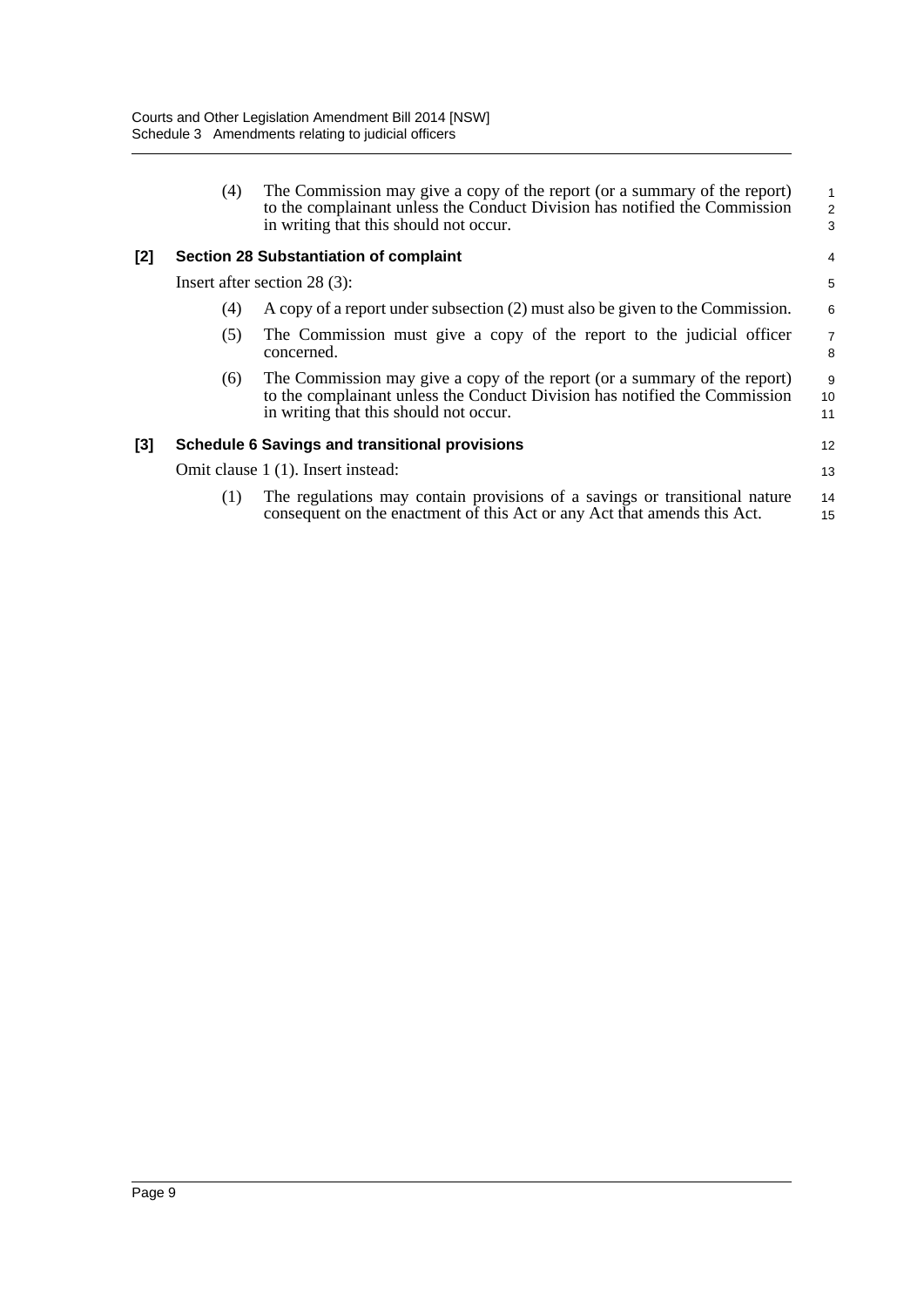(4) The Commission may give a copy of the report (or a summary of the report) to the complainant unless the Conduct Division has notified the Commission in writing that this should not occur.

**[2] Section 28 Substantiation of complaint**

Insert after section 28 (3):

(4) A copy of a report under subsection (2) must also be given to the Commission.

(5) The Commission must give a copy of the report to the judicial officer concerned.

(6) The Commission may give a copy of the report (or a summary of the report) to the complainant unless the Conduct Division has notified the Commission in writing that this should not occur.

**[3] Schedule 6 Savings and transitional provisions**

Omit clause 1 (1). Insert instead:

(1) The regulations may contain provisions of a savings or transitional nature consequent on the enactment of this Act or any Act that amends this Act.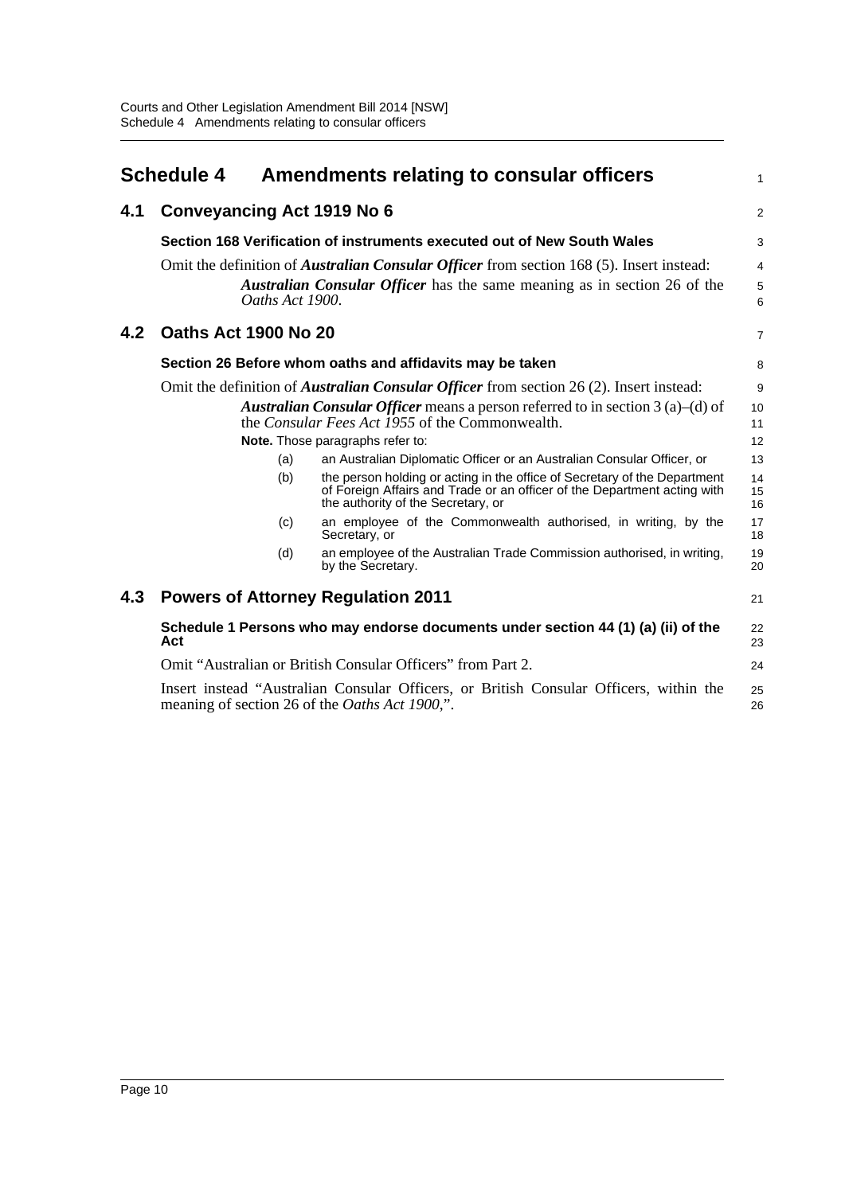# Schedule 4 Amendments relating to consular officers

## 4.1 Conveyancing Act 1919 No 6

### Section 168 Verification of instruments executed out of New South Wales

Omit the definition of ***Australian Consular Officer*** from section 168 (5). Insert instead:

> ***Australian Consular Officer*** has the same meaning as in section 26 of the *Oaths Act 1900*.

## 4.2 Oaths Act 1900 No 20

### Section 26 Before whom oaths and affidavits may be taken

Omit the definition of ***Australian Consular Officer*** from section 26 (2). Insert instead:

> ***Australian Consular Officer*** means a person referred to in section 3 (a)–(d) of the *Consular Fees Act 1955* of the Commonwealth.
>
> **Note.** Those paragraphs refer to:
>
> (a) an Australian Diplomatic Officer or an Australian Consular Officer, or
>
> (b) the person holding or acting in the office of Secretary of the Department of Foreign Affairs and Trade or an officer of the Department acting with the authority of the Secretary, or
>
> (c) an employee of the Commonwealth authorised, in writing, by the Secretary, or
>
> (d) an employee of the Australian Trade Commission authorised, in writing, by the Secretary.

## 4.3 Powers of Attorney Regulation 2011

### Schedule 1 Persons who may endorse documents under section 44 (1) (a) (ii) of the Act

Omit "Australian or British Consular Officers" from Part 2.

Insert instead "Australian Consular Officers, or British Consular Officers, within the meaning of section 26 of the *Oaths Act 1900*,".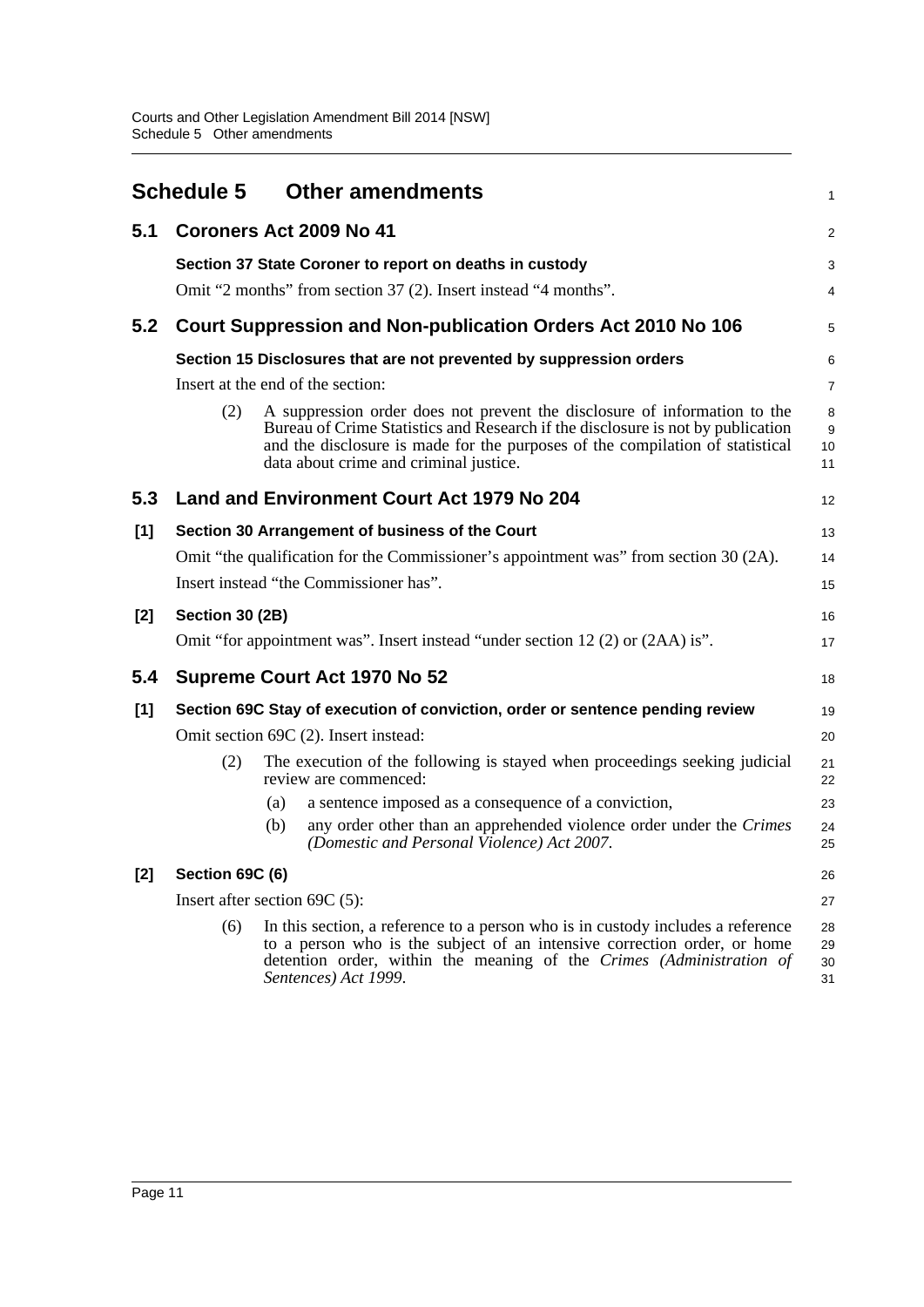# Schedule 5 Other amendments

## 5.1 Coroners Act 2009 No 41

**Section 37 State Coroner to report on deaths in custody**

Omit "2 months" from section 37 (2). Insert instead "4 months".

## 5.2 Court Suppression and Non-publication Orders Act 2010 No 106

**Section 15 Disclosures that are not prevented by suppression orders**

Insert at the end of the section:

(2) A suppression order does not prevent the disclosure of information to the Bureau of Crime Statistics and Research if the disclosure is not by publication and the disclosure is made for the purposes of the compilation of statistical data about crime and criminal justice.

## 5.3 Land and Environment Court Act 1979 No 204

**[1] Section 30 Arrangement of business of the Court**

Omit "the qualification for the Commissioner's appointment was" from section 30 (2A).

Insert instead "the Commissioner has".

**[2] Section 30 (2B)**

Omit "for appointment was". Insert instead "under section 12 (2) or (2AA) is".

## 5.4 Supreme Court Act 1970 No 52

**[1] Section 69C Stay of execution of conviction, order or sentence pending review**

Omit section 69C (2). Insert instead:

(2) The execution of the following is stayed when proceedings seeking judicial review are commenced:

(a) a sentence imposed as a consequence of a conviction,

(b) any order other than an apprehended violence order under the *Crimes (Domestic and Personal Violence) Act 2007*.

**[2] Section 69C (6)**

Insert after section 69C (5):

(6) In this section, a reference to a person who is in custody includes a reference to a person who is the subject of an intensive correction order, or home detention order, within the meaning of the *Crimes (Administration of Sentences) Act 1999*.